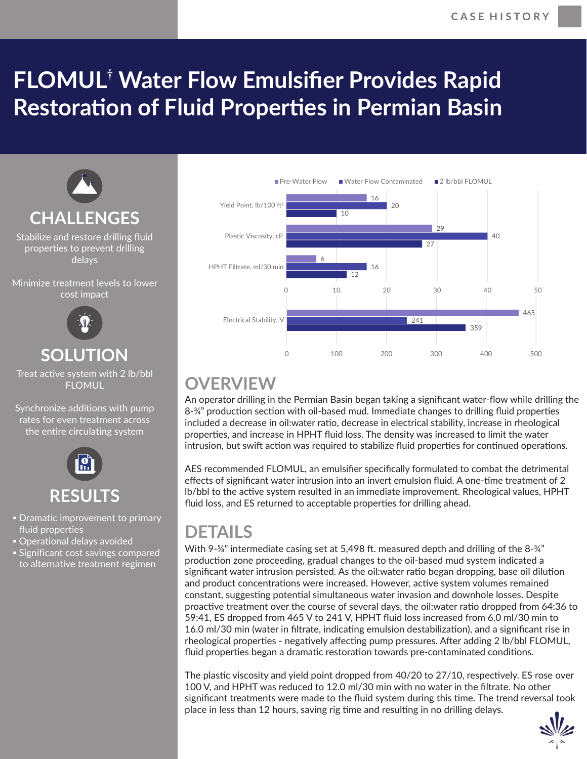# FLOMUL[†] Water Flow Emulsifier Provides Rapid Restoration of Fluid Properties in Permian Basin

## CHALLENGES

Stabilize and restore drilling fluid properties to prevent drilling delays

Minimize treatment levels to lower cost impact

## SOLUTION

Treat active system with 2 lb/bbl FLOMUL

Synchronize additions with pump rates for even treatment across the entire circulating system

## RESULTS

- Dramatic improvement to primary fluid properties
- Operational delays avoided
- Significant cost savings compared to alternative treatment regimen

| | Pre-Water Flow | Water Flow Contaminated | 2 lb/bbl FLOMUL |
|---|---|---|---|
| Yield Point, lb/100 ft² | 16 | 20 | 10 |
| Plastic Viscosity, cP | 29 | 40 | 27 |
| HPHT Filtrate, ml/30 min | 6 | 16 | 12 |
| Electrical Stability, V | 465 | 241 | 359 |

## OVERVIEW

An operator drilling in the Permian Basin began taking a significant water-flow while drilling the 8-¾" production section with oil-based mud. Immediate changes to drilling fluid properties included a decrease in oil:water ratio, decrease in electrical stability, increase in rheological properties, and increase in HPHT fluid loss. The density was increased to limit the water intrusion, but swift action was required to stabilize fluid properties for continued operations.

AES recommended FLOMUL, an emulsifier specifically formulated to combat the detrimental effects of significant water intrusion into an invert emulsion fluid. A one-time treatment of 2 lb/bbl to the active system resulted in an immediate improvement. Rheological values, HPHT fluid loss, and ES returned to acceptable properties for drilling ahead.

## DETAILS

With 9-⅝" intermediate casing set at 5,498 ft. measured depth and drilling of the 8-¾" production zone proceeding, gradual changes to the oil-based mud system indicated a significant water intrusion persisted. As the oil:water ratio began dropping, base oil dilution and product concentrations were increased. However, active system volumes remained constant, suggesting potential simultaneous water invasion and downhole losses. Despite proactive treatment over the course of several days, the oil:water ratio dropped from 64:36 to 59:41, ES dropped from 465 V to 241 V, HPHT fluid loss increased from 6.0 ml/30 min to 16.0 ml/30 min (water in filtrate, indicating emulsion destabilization), and a significant rise in rheological properties - negatively affecting pump pressures. After adding 2 lb/bbl FLOMUL, fluid properties began a dramatic restoration towards pre-contaminated conditions.

The plastic viscosity and yield point dropped from 40/20 to 27/10, respectively. ES rose over 100 V, and HPHT was reduced to 12.0 ml/30 min with no water in the filtrate. No other significant treatments were made to the fluid system during this time. The trend reversal took place in less than 12 hours, saving rig time and resulting in no drilling delays.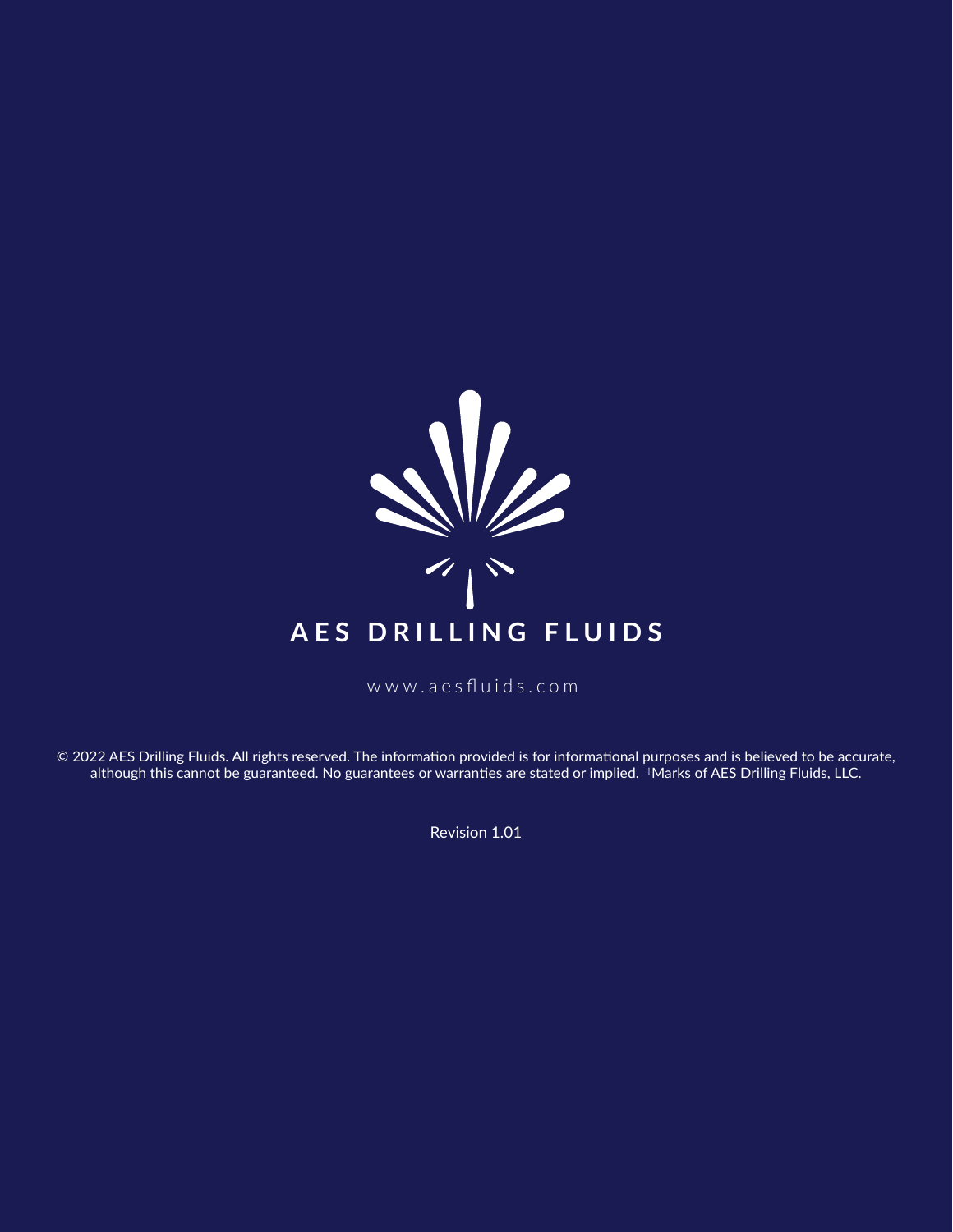AES DRILLING FLUIDS

www.aesfluids.com

© 2022 AES Drilling Fluids. All rights reserved. The information provided is for informational purposes and is believed to be accurate, although this cannot be guaranteed. No guarantees or warranties are stated or implied. †Marks of AES Drilling Fluids, LLC.

Revision 1.01